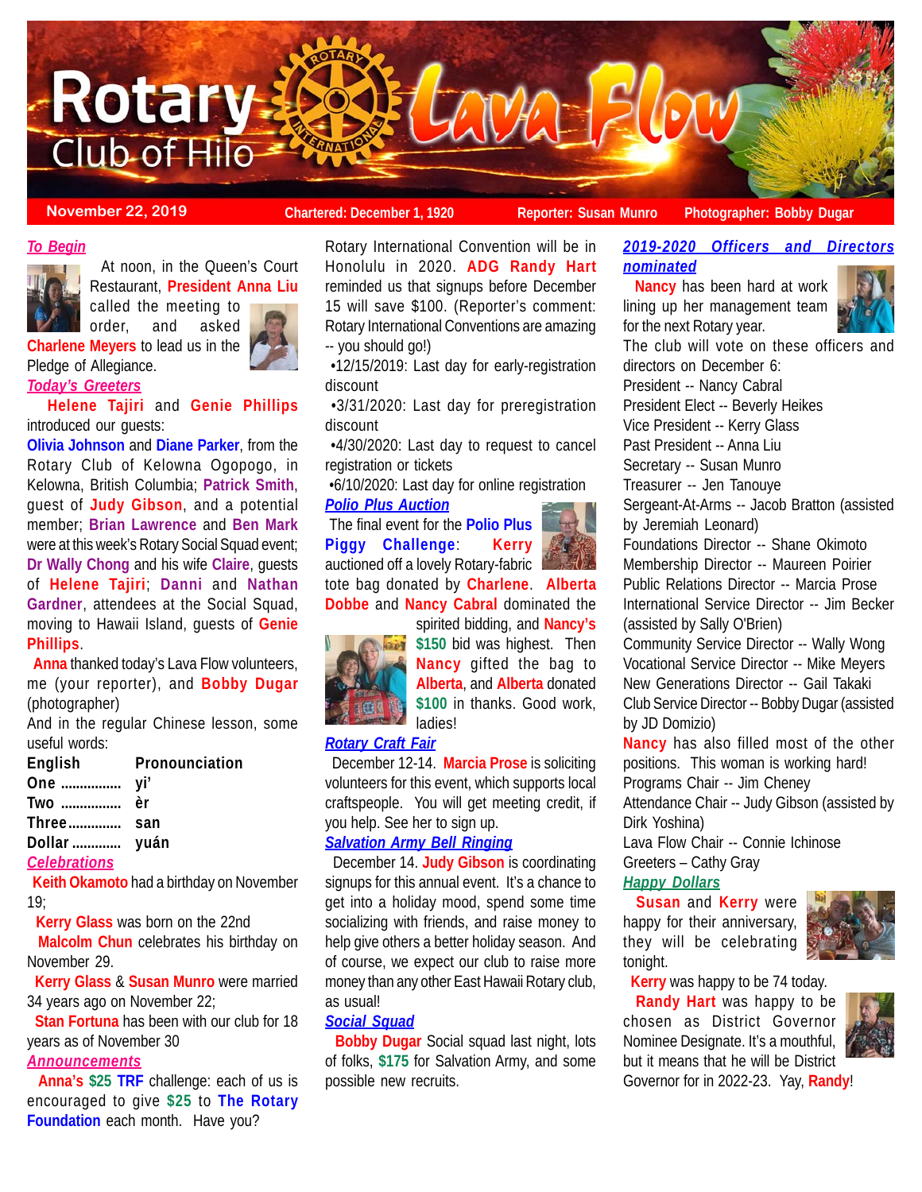# Rotary Club of Hilo — Lava Flow

**November 22, 2019** | **Chartered: December 1, 1920** | **Reporter: Susan Munro** | **Photographer: Bobby Dugar**

## *To Begin*

At noon, in the Queen's Court Restaurant, **President Anna Liu** called the meeting to order, and asked **Charlene Meyers** to lead us in the Pledge of Allegiance.

## *Today's Greeters*

**Helene Tajiri** and **Genie Phillips** introduced our guests:
**Olivia Johnson** and **Diane Parker**, from the Rotary Club of Kelowna Ogopogo, in Kelowna, British Columbia; **Patrick Smith**, guest of **Judy Gibson**, and a potential member; **Brian Lawrence** and **Ben Mark** were at this week's Rotary Social Squad event; **Dr Wally Chong** and his wife **Claire**, guests of **Helene Tajiri**; **Danni** and **Nathan Gardner**, attendees at the Social Squad, moving to Hawaii Island, guests of **Genie Phillips**.

**Anna** thanked today's Lava Flow volunteers, me (your reporter), and **Bobby Dugar** (photographer)

And in the regular Chinese lesson, some useful words:

| English | Pronounciation |
|---|---|
| One ................ | yi' |
| Two ................ | èr |
| Three .............. | san |
| Dollar ............. | yuán |

## *Celebrations*

**Keith Okamoto** had a birthday on November 19;

**Kerry Glass** was born on the 22nd

**Malcolm Chun** celebrates his birthday on November 29.

**Kerry Glass** & **Susan Munro** were married 34 years ago on November 22;

**Stan Fortuna** has been with our club for 18 years as of November 30

## *Announcements*

**Anna's $25 TRF** challenge: each of us is encouraged to give **$25** to **The Rotary Foundation** each month. Have you?

Rotary International Convention will be in Honolulu in 2020. **ADG Randy Hart** reminded us that signups before December 15 will save $100. (Reporter's comment: Rotary International Conventions are amazing -- you should go!)

•12/15/2019: Last day for early-registration discount

•3/31/2020: Last day for preregistration discount

•4/30/2020: Last day to request to cancel registration or tickets

•6/10/2020: Last day for online registration

## *Polio Plus Auction*

The final event for the **Polio Plus Piggy Challenge**: **Kerry** auctioned off a lovely Rotary-fabric tote bag donated by **Charlene**. **Alberta Dobbe** and **Nancy Cabral** dominated the spirited bidding, and **Nancy's $150** bid was highest. Then **Nancy** gifted the bag to **Alberta**, and **Alberta** donated **$100** in thanks. Good work, ladies!

## *Rotary Craft Fair*

December 12-14. **Marcia Prose** is soliciting volunteers for this event, which supports local craftspeople. You will get meeting credit, if you help. See her to sign up.

## *Salvation Army Bell Ringing*

December 14. **Judy Gibson** is coordinating signups for this annual event. It's a chance to get into a holiday mood, spend some time socializing with friends, and raise money to help give others a better holiday season. And of course, we expect our club to raise more money than any other East Hawaii Rotary club, as usual!

## *Social Squad*

**Bobby Dugar** Social squad last night, lots of folks, **$175** for Salvation Army, and some possible new recruits.

## *2019-2020 Officers and Directors nominated*

**Nancy** has been hard at work lining up her management team for the next Rotary year.

The club will vote on these officers and directors on December 6:

President -- Nancy Cabral
President Elect -- Beverly Heikes
Vice President -- Kerry Glass
Past President -- Anna Liu
Secretary -- Susan Munro
Treasurer -- Jen Tanouye
Sergeant-At-Arms -- Jacob Bratton (assisted by Jeremiah Leonard)
Foundations Director -- Shane Okimoto
Membership Director -- Maureen Poirier
Public Relations Director -- Marcia Prose
International Service Director -- Jim Becker (assisted by Sally O'Brien)
Community Service Director -- Wally Wong
Vocational Service Director -- Mike Meyers
New Generations Director -- Gail Takaki
Club Service Director -- Bobby Dugar (assisted by JD Domizio)

**Nancy** has also filled most of the other positions. This woman is working hard!

Programs Chair -- Jim Cheney
Attendance Chair -- Judy Gibson (assisted by Dirk Yoshina)
Lava Flow Chair -- Connie Ichinose
Greeters – Cathy Gray

## *Happy Dollars*

**Susan** and **Kerry** were happy for their anniversary, they will be celebrating tonight.

**Kerry** was happy to be 74 today.

**Randy Hart** was happy to be chosen as District Governor Nominee Designate. It's a mouthful, but it means that he will be District Governor for in 2022-23. Yay, **Randy**!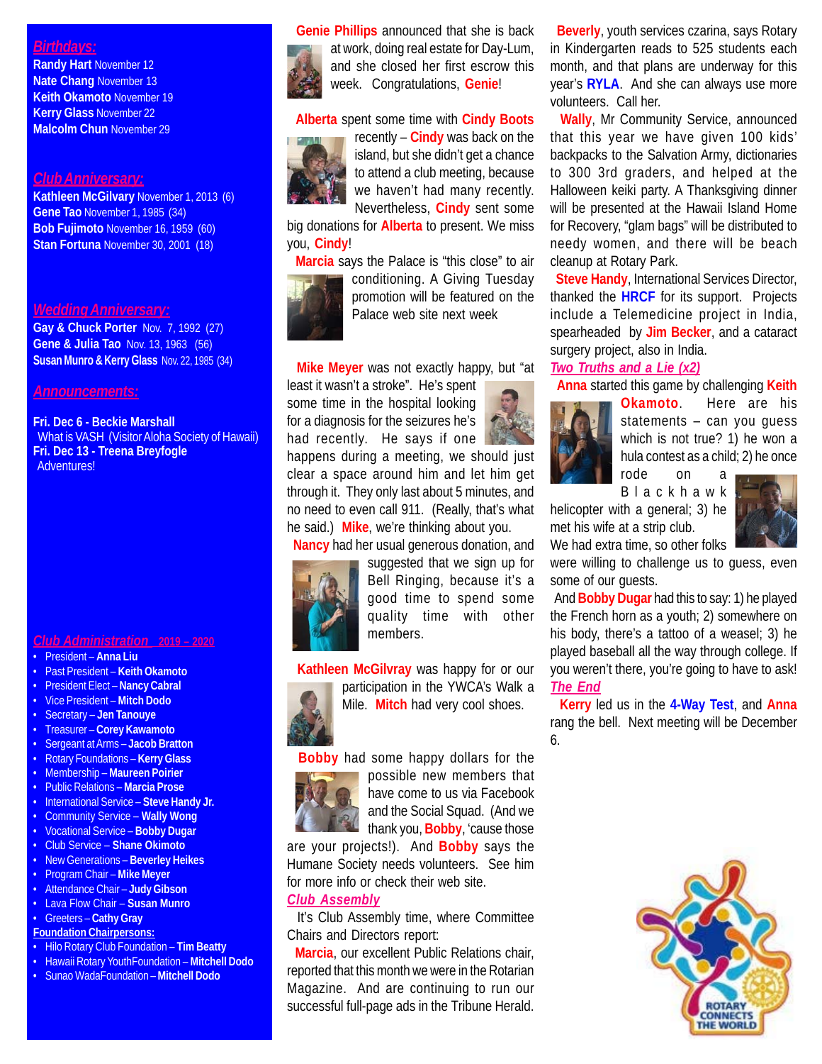## Birthdays:

**Randy Hart** November 12
**Nate Chang** November 13
**Keith Okamoto** November 19
**Kerry Glass** November 22
**Malcolm Chun** November 29

## Club Anniversary:

**Kathleen McGilvary** November 1, 2013 (6)
**Gene Tao** November 1, 1985 (34)
**Bob Fujimoto** November 16, 1959 (60)
**Stan Fortuna** November 30, 2001 (18)

## Wedding Anniversary:

**Gay & Chuck Porter** Nov. 7, 1992 (27)
**Gene & Julia Tao** Nov. 13, 1963 (56)
**Susan Munro & Kerry Glass** Nov. 22, 1985 (34)

## Announcements:

**Fri. Dec 6 - Beckie Marshall**
What is VASH (Visitor Aloha Society of Hawaii)
**Fri. Dec 13 - Treena Breyfogle**
Adventures!

## Club Administration 2019 – 2020

- President – **Anna Liu**
- Past President – **Keith Okamoto**
- President Elect – **Nancy Cabral**
- Vice President – **Mitch Dodo**
- Secretary – **Jen Tanouye**
- Treasurer – **Corey Kawamoto**
- Sergeant at Arms – **Jacob Bratton**
- Rotary Foundations – **Kerry Glass**
- Membership – **Maureen Poirier**
- Public Relations – **Marcia Prose**
- International Service – **Steve Handy Jr.**
- Community Service – **Wally Wong**
- Vocational Service – **Bobby Dugar**
- Club Service – **Shane Okimoto**
- New Generations – **Beverley Heikes**
- Program Chair – **Mike Meyer**
- Attendance Chair – **Judy Gibson**
- Lava Flow Chair – **Susan Munro**
- Greeters – **Cathy Gray**

**Foundation Chairpersons:**

- Hilo Rotary Club Foundation – **Tim Beatty**
- Hawaii Rotary YouthFoundation – **Mitchell Dodo**
- Sunao WadaFoundation – **Mitchell Dodo**

**Genie Phillips** announced that she is back at work, doing real estate for Day-Lum, and she closed her first escrow this week. Congratulations, **Genie**!

**Alberta** spent some time with **Cindy Boots** recently – **Cindy** was back on the island, but she didn't get a chance to attend a club meeting, because we haven't had many recently. Nevertheless, **Cindy** sent some big donations for **Alberta** to present. We miss you, **Cindy**!

**Marcia** says the Palace is "this close" to air conditioning. A Giving Tuesday promotion will be featured on the Palace web site next week

**Mike Meyer** was not exactly happy, but "at least it wasn't a stroke". He's spent some time in the hospital looking for a diagnosis for the seizures he's had recently. He says if one happens during a meeting, we should just clear a space around him and let him get through it. They only last about 5 minutes, and no need to even call 911. (Really, that's what he said.) **Mike**, we're thinking about you.

**Nancy** had her usual generous donation, and suggested that we sign up for Bell Ringing, because it's a good time to spend some quality time with other members.

**Kathleen McGilvray** was happy for or our participation in the YWCA's Walk a Mile. **Mitch** had very cool shoes.

**Bobby** had some happy dollars for the possible new members that have come to us via Facebook and the Social Squad. (And we thank you, **Bobby**, 'cause those are your projects!). And **Bobby** says the Humane Society needs volunteers. See him for more info or check their web site.

## Club Assembly

It's Club Assembly time, where Committee Chairs and Directors report:

**Marcia**, our excellent Public Relations chair, reported that this month we were in the Rotarian Magazine. And are continuing to run our successful full-page ads in the Tribune Herald.

**Beverly**, youth services czarina, says Rotary in Kindergarten reads to 525 students each month, and that plans are underway for this year's **RYLA**. And she can always use more volunteers. Call her.

**Wally**, Mr Community Service, announced that this year we have given 100 kids' backpacks to the Salvation Army, dictionaries to 300 3rd graders, and helped at the Halloween keiki party. A Thanksgiving dinner will be presented at the Hawaii Island Home for Recovery, "glam bags" will be distributed to needy women, and there will be beach cleanup at Rotary Park.

**Steve Handy**, International Services Director, thanked the **HRCF** for its support. Projects include a Telemedicine project in India, spearheaded by **Jim Becker**, and a cataract surgery project, also in India.

## Two Truths and a Lie (x2)

**Anna** started this game by challenging **Keith Okamoto**. Here are his statements – can you guess which is not true? 1) he won a hula contest as a child; 2) he once rode on a Blackhawk helicopter with a general; 3) he met his wife at a strip club.

We had extra time, so other folks were willing to challenge us to guess, even some of our guests.

And **Bobby Dugar** had this to say: 1) he played the French horn as a youth; 2) somewhere on his body, there's a tattoo of a weasel; 3) he played baseball all the way through college. If you weren't there, you're going to have to ask!

## The End

**Kerry** led us in the **4-Way Test**, and **Anna** rang the bell. Next meeting will be December 6.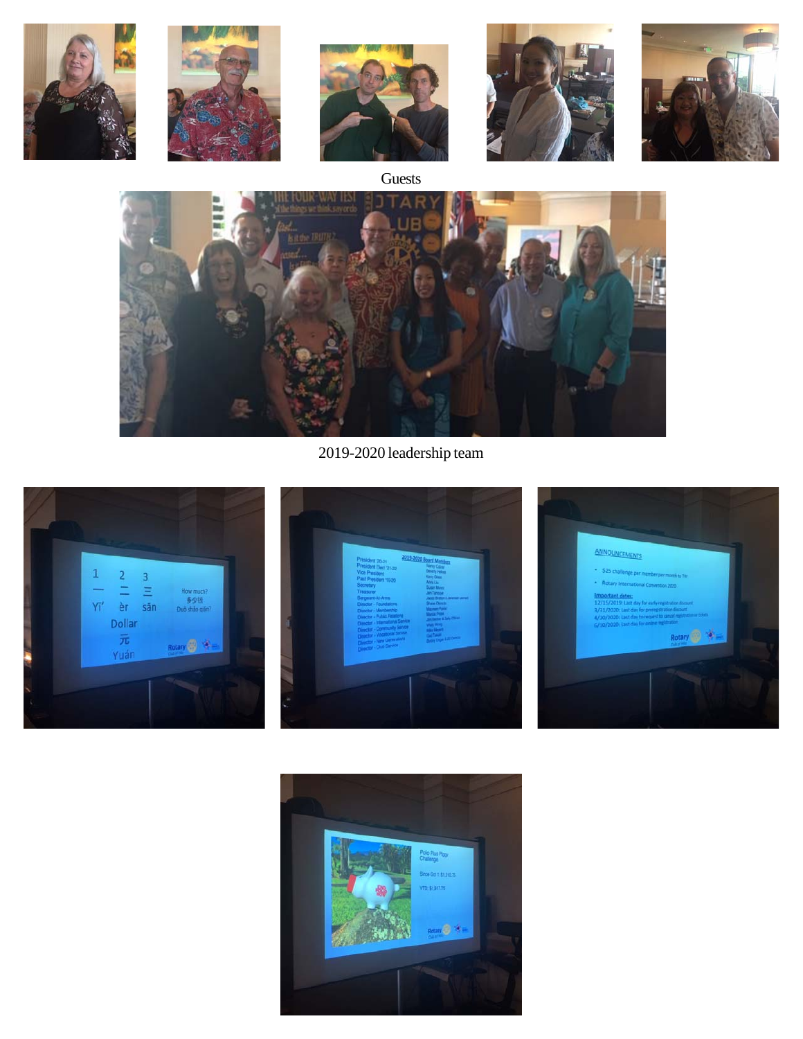Guests

2019-2020 leadership team